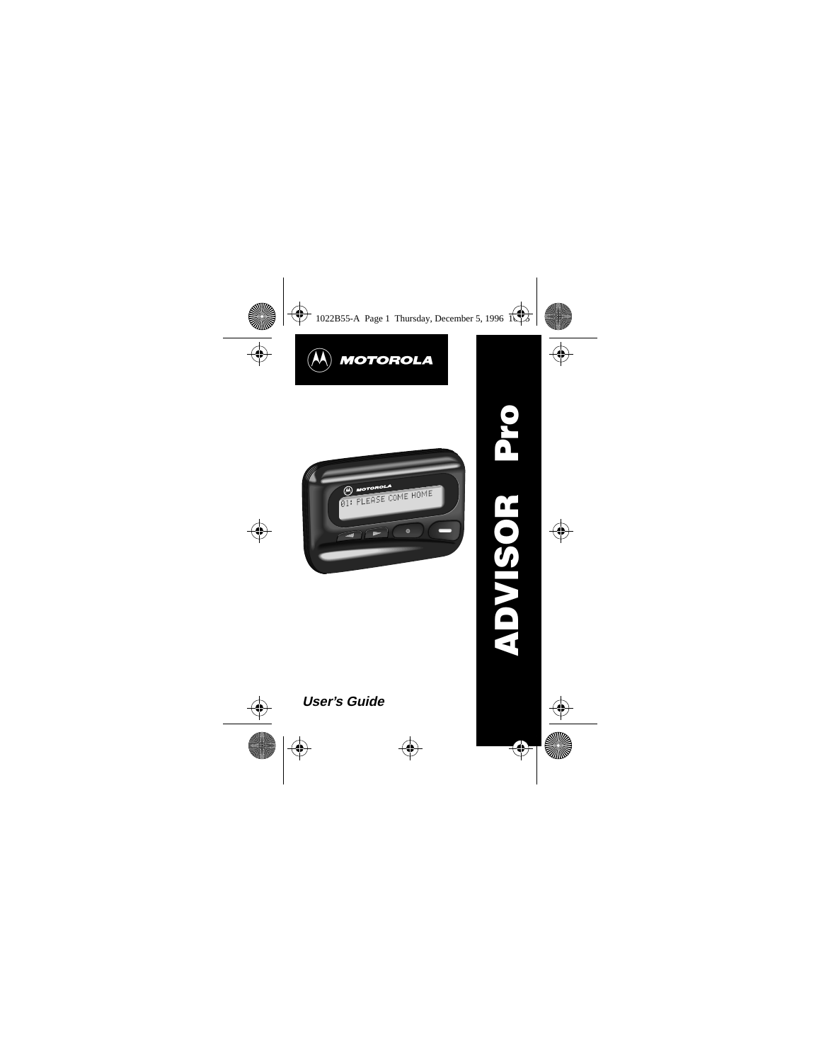MOTOROLA

# ADVISOR Pro

*User's Guide*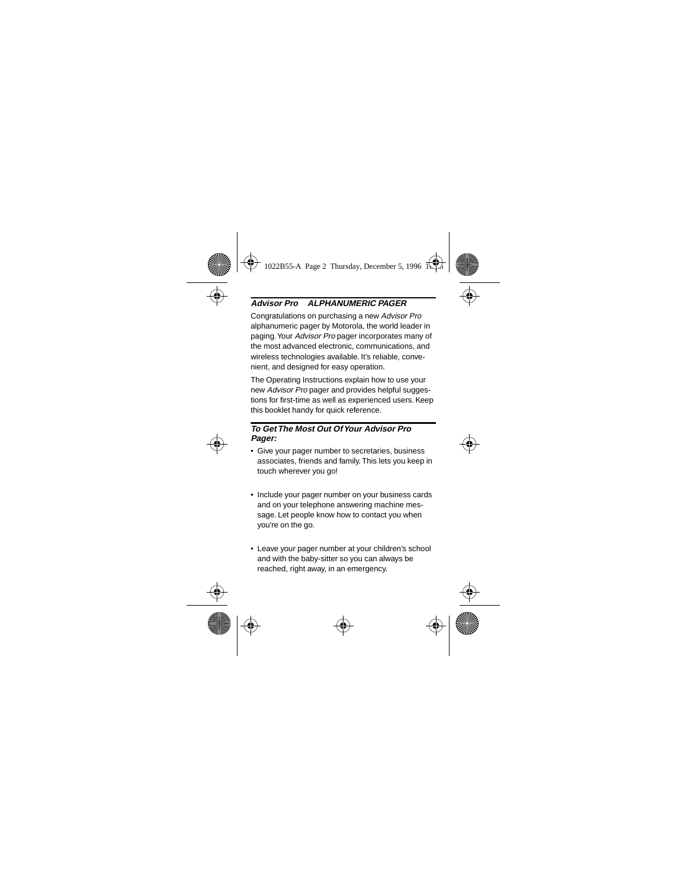## *Advisor Pro* ALPHANUMERIC PAGER

Congratulations on purchasing a new *Advisor Pro* alphanumeric pager by Motorola, the world leader in paging. Your *Advisor Pro* pager incorporates many of the most advanced electronic, communications, and wireless technologies available. It's reliable, convenient, and designed for easy operation.

The Operating Instructions explain how to use your new *Advisor Pro* pager and provides helpful suggestions for first-time as well as experienced users. Keep this booklet handy for quick reference.

### *To Get The Most Out Of Your Advisor Pro Pager:*

- Give your pager number to secretaries, business associates, friends and family. This lets you keep in touch wherever you go!

- Include your pager number on your business cards and on your telephone answering machine message. Let people know how to contact you when you're on the go.

- Leave your pager number at your children's school and with the baby-sitter so you can always be reached, right away, in an emergency.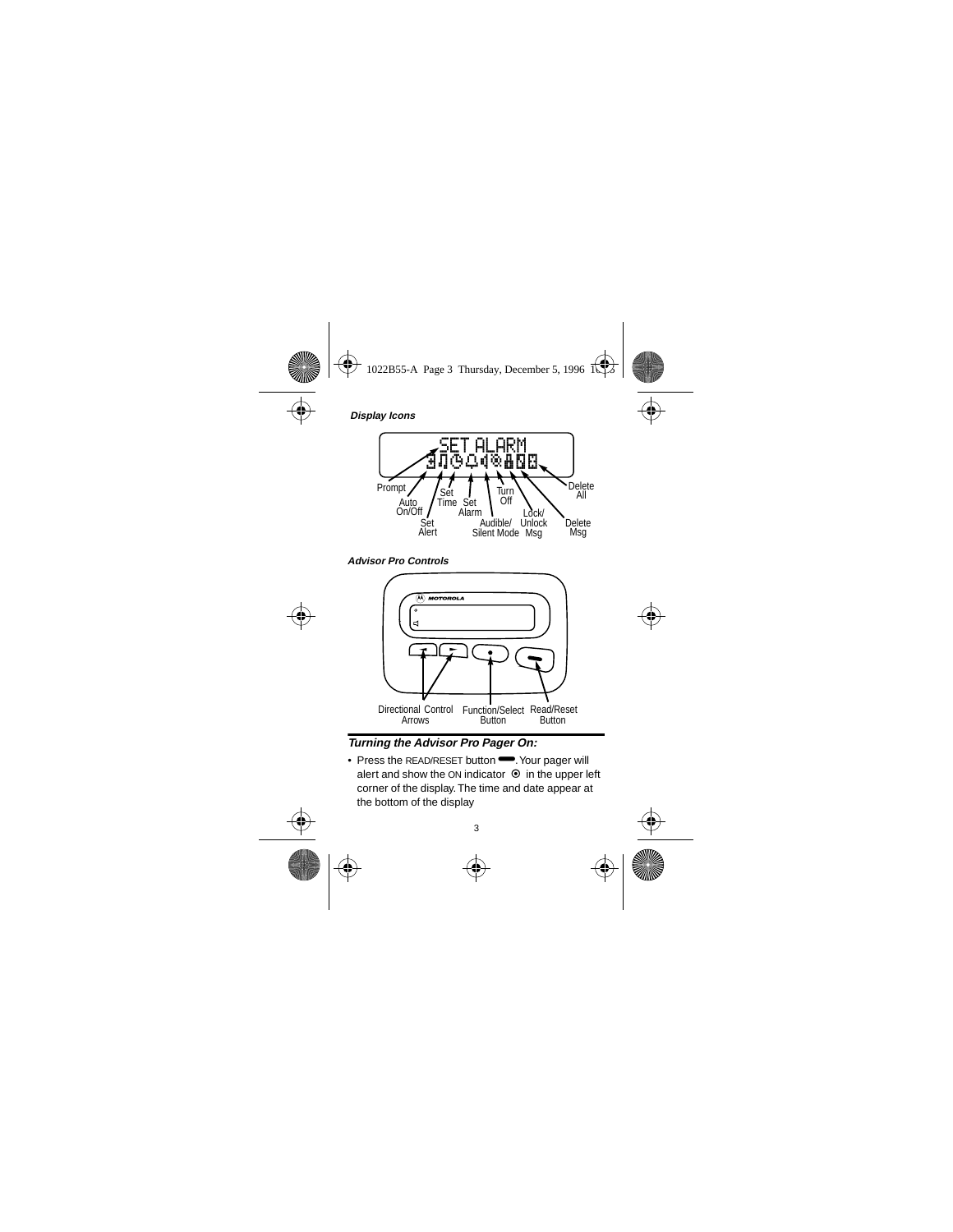### *Display Icons*

SET ALARM

Prompt, Auto On/Off, Set Alert, Set Time, Set Alarm, Audible/Silent Mode, Turn Off, Lock/Unlock Msg, Delete Msg, Delete All

### *Advisor Pro Controls*

Directional Control Arrows, Function/Select Button, Read/Reset Button

## *Turning the Advisor Pro Pager On:*

- Press the READ/RESET button. Your pager will alert and show the ON indicator in the upper left corner of the display. The time and date appear at the bottom of the display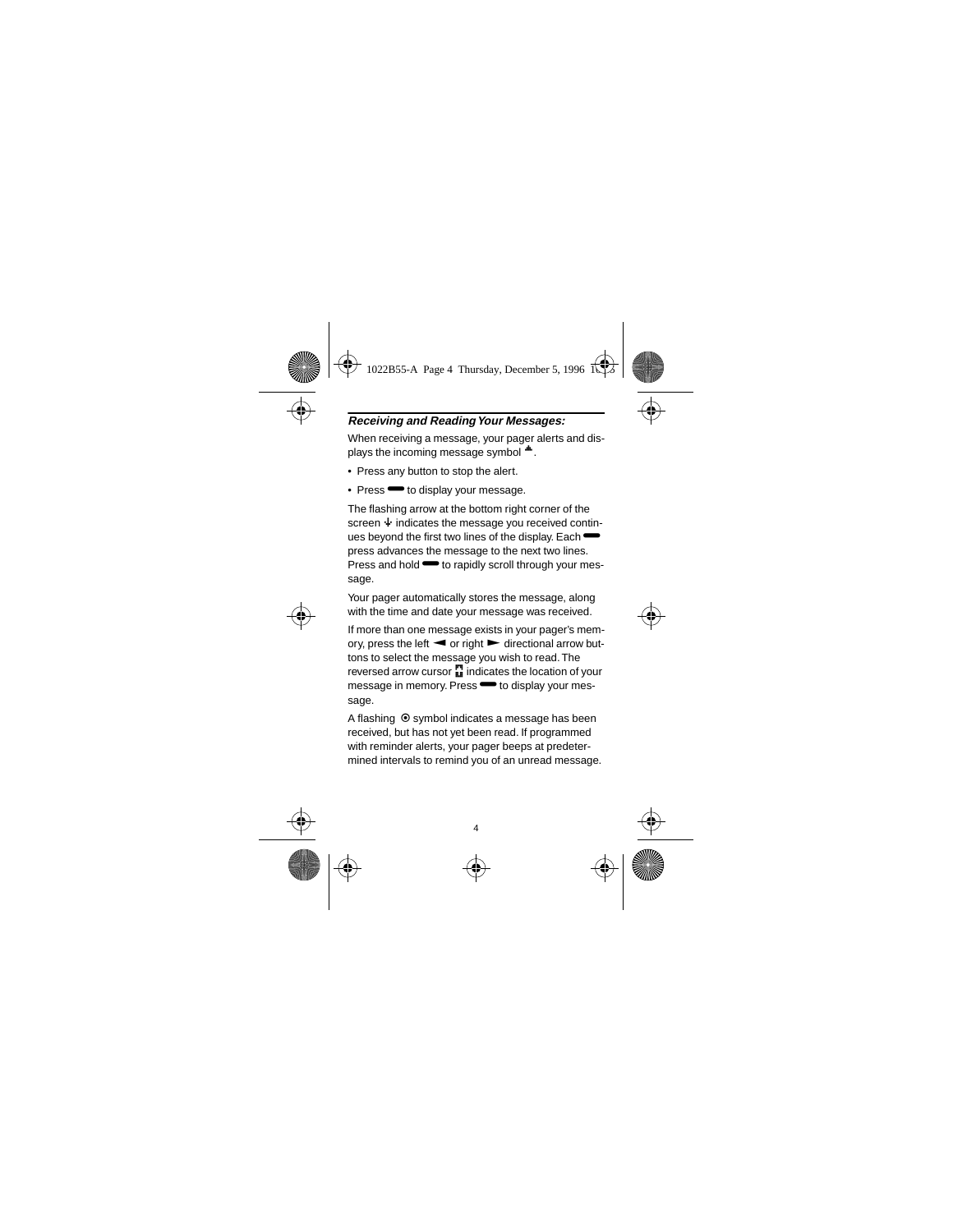### *Receiving and Reading Your Messages:*

When receiving a message, your pager alerts and displays the incoming message symbol ▲.

- Press any button to stop the alert.
- Press ▬ to display your message.

The flashing arrow at the bottom right corner of the screen ↓ indicates the message you received continues beyond the first two lines of the display. Each ▬ press advances the message to the next two lines. Press and hold ▬ to rapidly scroll through your message.

Your pager automatically stores the message, along with the time and date your message was received.

If more than one message exists in your pager's memory, press the left ◄ or right ► directional arrow buttons to select the message you wish to read. The reversed arrow cursor indicates the location of your message in memory. Press ▬ to display your message.

A flashing ⊙ symbol indicates a message has been received, but has not yet been read. If programmed with reminder alerts, your pager beeps at predetermined intervals to remind you of an unread message.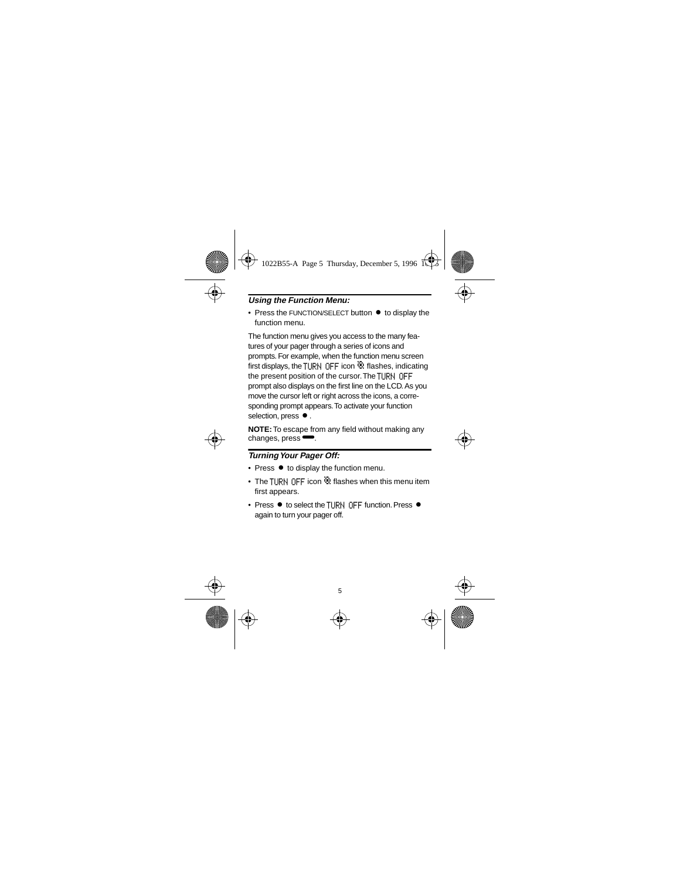### *Using the Function Menu:*

- Press the FUNCTION/SELECT button ● to display the function menu.

The function menu gives you access to the many features of your pager through a series of icons and prompts. For example, when the function menu screen first displays, the TURN OFF icon flashes, indicating the present position of the cursor. The TURN OFF prompt also displays on the first line on the LCD. As you move the cursor left or right across the icons, a corresponding prompt appears. To activate your function selection, press ● .

**NOTE:** To escape from any field without making any changes, press ▬.

### *Turning Your Pager Off:*

- Press ● to display the function menu.
- The TURN OFF icon flashes when this menu item first appears.
- Press ● to select the TURN OFF function. Press ● again to turn your pager off.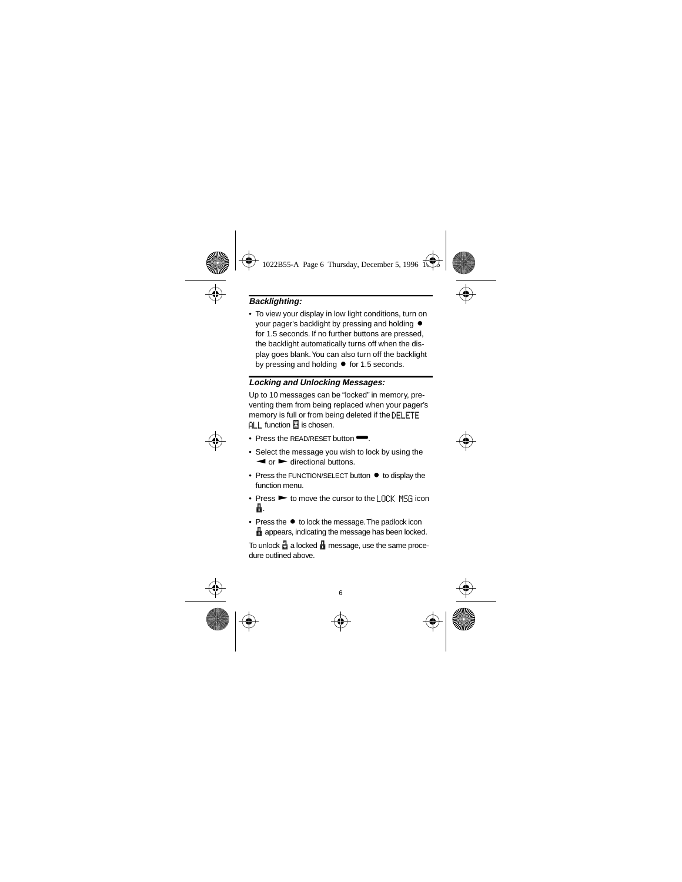### *Backlighting:*

- To view your display in low light conditions, turn on your pager's backlight by pressing and holding ● for 1.5 seconds. If no further buttons are pressed, the backlight automatically turns off when the display goes blank. You can also turn off the backlight by pressing and holding ● for 1.5 seconds.

### *Locking and Unlocking Messages:*

Up to 10 messages can be "locked" in memory, preventing them from being replaced when your pager's memory is full or from being deleted if the DELETE ALL function is chosen.

- Press the READ/RESET button ▬.
- Select the message you wish to lock by using the ◄ or ► directional buttons.
- Press the FUNCTION/SELECT button ● to display the function menu.
- Press ► to move the cursor to the LOCK MSG icon.
- Press the ● to lock the message. The padlock icon appears, indicating the message has been locked.

To unlock a locked message, use the same procedure outlined above.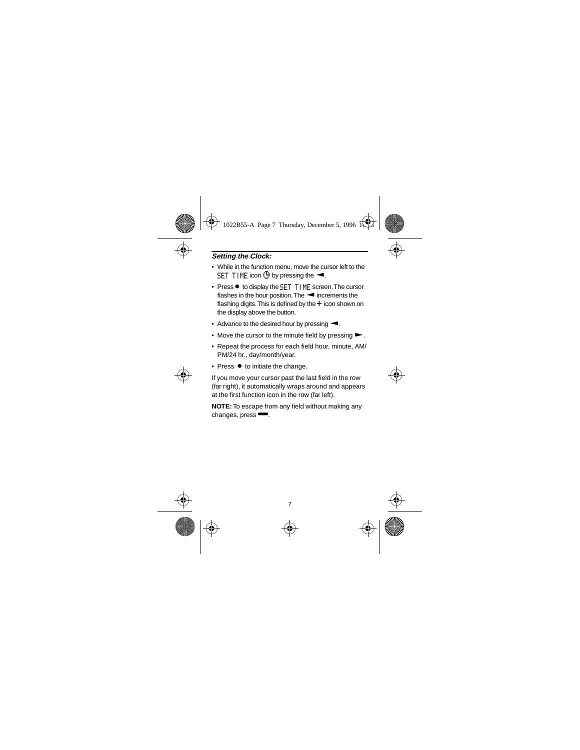### *Setting the Clock:*

- While in the function menu, move the cursor left to the SET TIME icon ◷ by pressing the ◄.
- Press ● to display the SET TIME screen. The cursor flashes in the hour position. The ◄ increments the flashing digits. This is defined by the + icon shown on the display above the button.
- Advance to the desired hour by pressing ◄.
- Move the cursor to the minute field by pressing ►.
- Repeat the process for each field hour, minute, AM/PM/24 hr., day/month/year.
- Press ● to initiate the change.

If you move your cursor past the last field in the row (far right), it automatically wraps around and appears at the first function icon in the row (far left).

**NOTE:** To escape from any field without making any changes, press ▬.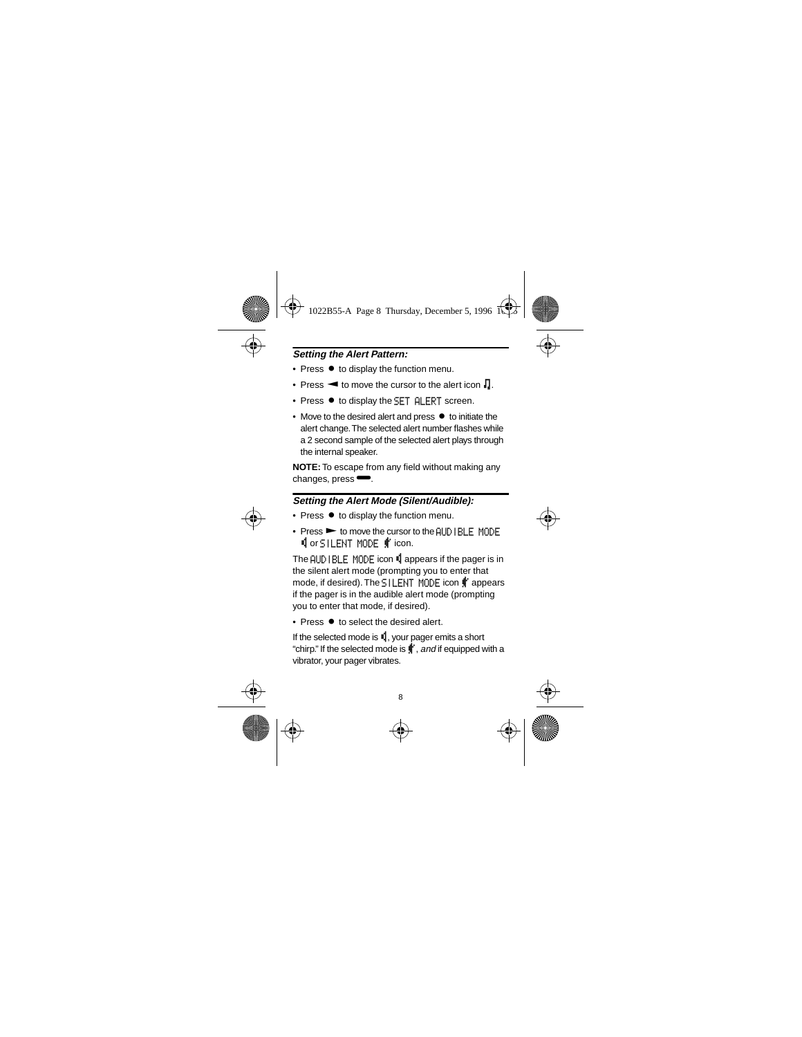### *Setting the Alert Pattern:*

- Press ● to display the function menu.
- Press ◄ to move the cursor to the alert icon ♫.
- Press ● to display the SET ALERT screen.
- Move to the desired alert and press ● to initiate the alert change. The selected alert number flashes while a 2 second sample of the selected alert plays through the internal speaker.

**NOTE:** To escape from any field without making any changes, press ▬.

### *Setting the Alert Mode (Silent/Audible):*

- Press ● to display the function menu.
- Press ► to move the cursor to the AUDIBLE MODE icon or SILENT MODE icon.

The AUDIBLE MODE icon appears if the pager is in the silent alert mode (prompting you to enter that mode, if desired). The SILENT MODE icon appears if the pager is in the audible alert mode (prompting you to enter that mode, if desired).

- Press ● to select the desired alert.

If the selected mode is audible, your pager emits a short "chirp." If the selected mode is silent, *and* if equipped with a vibrator, your pager vibrates.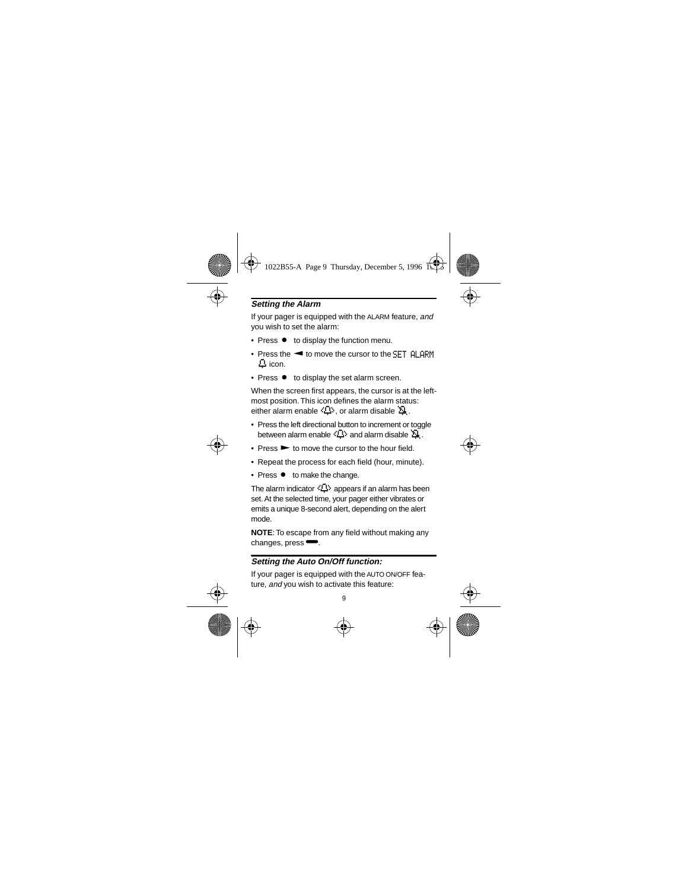## *Setting the Alarm*

If your pager is equipped with the ALARM feature, *and* you wish to set the alarm:

- Press ● to display the function menu.
- Press the ◄ to move the cursor to the SET ALARM 🔔 icon.
- Press ● to display the set alarm screen.

When the screen first appears, the cursor is at the left-most position. This icon defines the alarm status: either alarm enable 🔔, or alarm disable 🔕.

- Press the left directional button to increment or toggle between alarm enable 🔔 and alarm disable 🔕.
- Press ► to move the cursor to the hour field.
- Repeat the process for each field (hour, minute).
- Press ● to make the change.

The alarm indicator 🔔 appears if an alarm has been set. At the selected time, your pager either vibrates or emits a unique 8-second alert, depending on the alert mode.

**NOTE**: To escape from any field without making any changes, press ▬.

## *Setting the Auto On/Off function:*

If your pager is equipped with the AUTO ON/OFF feature, *and* you wish to activate this feature: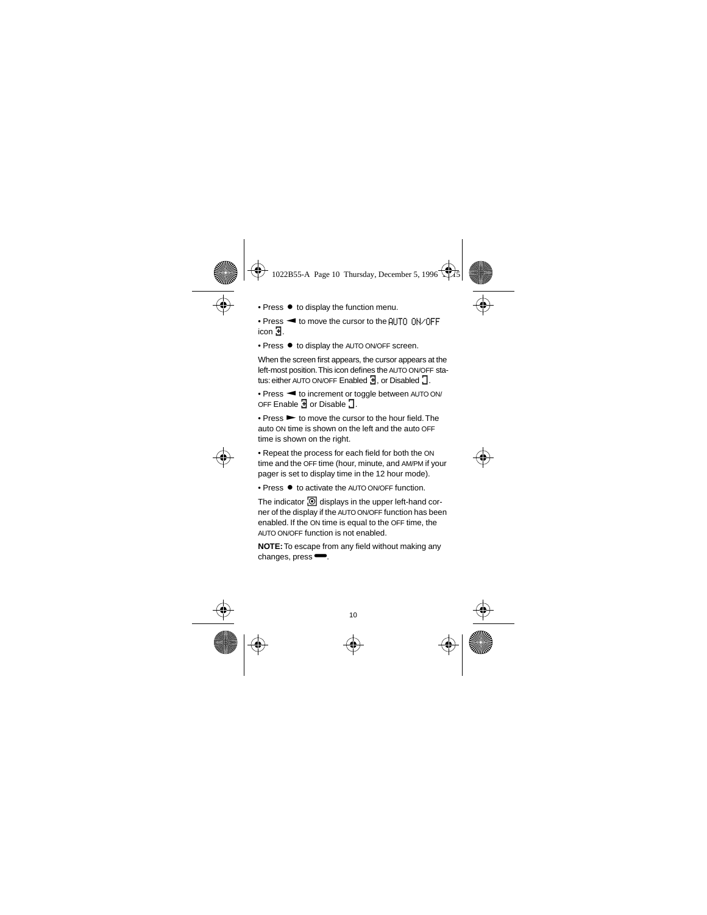• Press ● to display the function menu.

• Press ◄ to move the cursor to the AUTO ON/OFF icon.

• Press ● to display the AUTO ON/OFF screen.

When the screen first appears, the cursor appears at the left-most position. This icon defines the AUTO ON/OFF status: either AUTO ON/OFF Enabled, or Disabled.

• Press ◄ to increment or toggle between AUTO ON/OFF Enable or Disable.

• Press ► to move the cursor to the hour field. The auto ON time is shown on the left and the auto OFF time is shown on the right.

• Repeat the process for each field for both the ON time and the OFF time (hour, minute, and AM/PM if your pager is set to display time in the 12 hour mode).

• Press ● to activate the AUTO ON/OFF function.

The indicator displays in the upper left-hand corner of the display if the AUTO ON/OFF function has been enabled. If the ON time is equal to the OFF time, the AUTO ON/OFF function is not enabled.

**NOTE:** To escape from any field without making any changes, press ▬.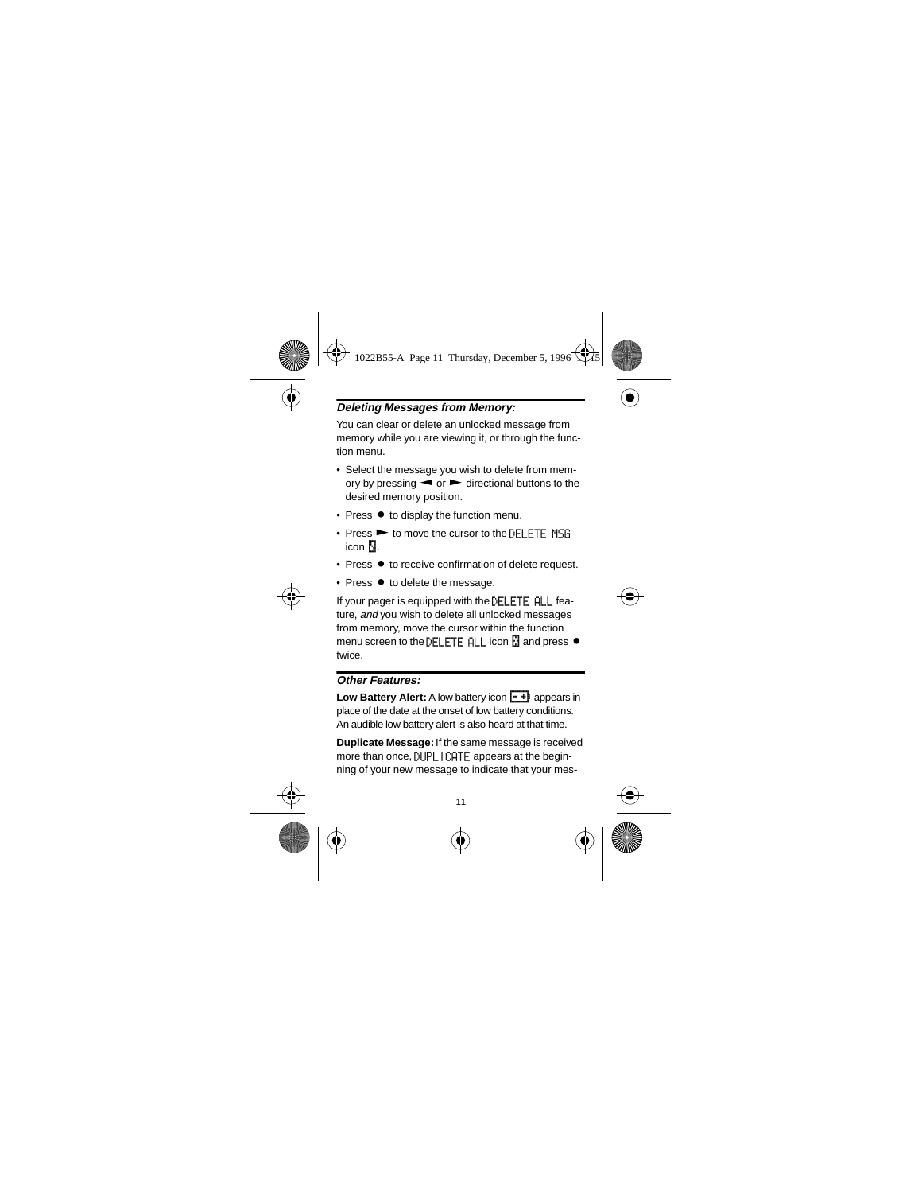### *Deleting Messages from Memory:*

You can clear or delete an unlocked message from memory while you are viewing it, or through the function menu.

- Select the message you wish to delete from memory by pressing ◄ or ► directional buttons to the desired memory position.
- Press ● to display the function menu.
- Press ► to move the cursor to the DELETE MSG icon .
- Press ● to receive confirmation of delete request.
- Press ● to delete the message.

If your pager is equipped with the DELETE ALL feature, *and* you wish to delete all unlocked messages from memory, move the cursor within the function menu screen to the DELETE ALL icon  and press ● twice.

### *Other Features:*

**Low Battery Alert:** A low battery icon  appears in place of the date at the onset of low battery conditions. An audible low battery alert is also heard at that time.

**Duplicate Message:** If the same message is received more than once, DUPLICATE appears at the beginning of your new message to indicate that your mes-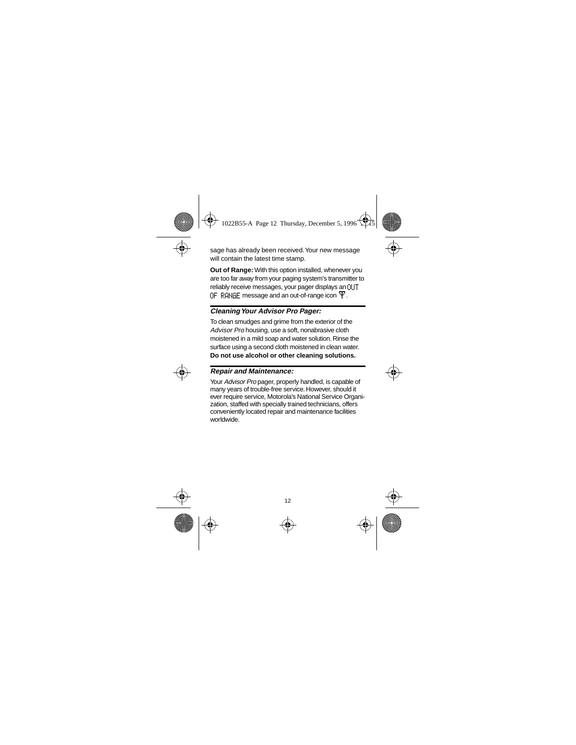sage has already been received. Your new message will contain the latest time stamp.

**Out of Range:** With this option installed, whenever you are too far away from your paging system's transmitter to reliably receive messages, your pager displays an OUT OF RANGE message and an out-of-range icon.

### *Cleaning Your Advisor Pro Pager:*

To clean smudges and grime from the exterior of the *Advisor Pro* housing, use a soft, nonabrasive cloth moistened in a mild soap and water solution. Rinse the surface using a second cloth moistened in clean water. **Do not use alcohol or other cleaning solutions.**

### *Repair and Maintenance:*

Your *Advisor Pro* pager, properly handled, is capable of many years of trouble-free service. However, should it ever require service, Motorola's National Service Organization, staffed with specially trained technicians, offers conveniently located repair and maintenance facilities worldwide.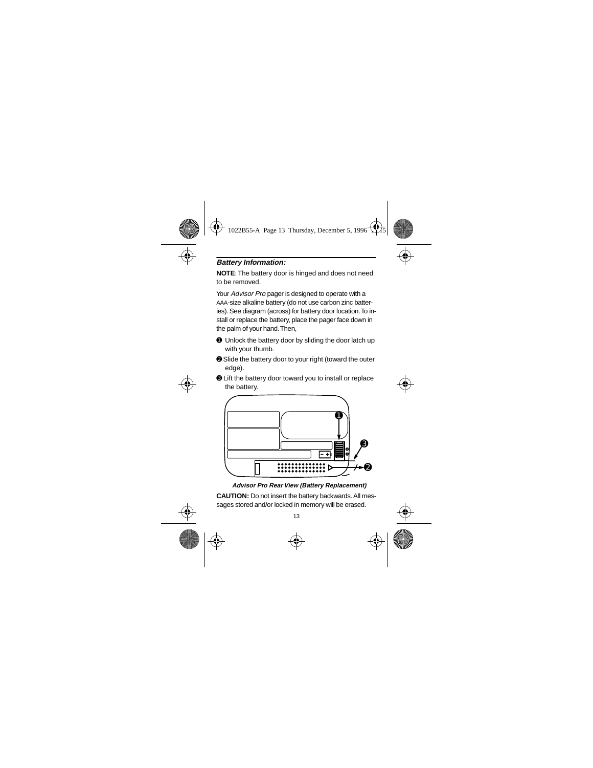### *Battery Information:*

**NOTE**: The battery door is hinged and does not need to be removed.

Your *Advisor Pro* pager is designed to operate with a AAA-size alkaline battery (do not use carbon zinc batteries). See diagram (across) for battery door location. To install or replace the battery, place the pager face down in the palm of your hand. Then,

❶ Unlock the battery door by sliding the door latch up with your thumb.

❷ Slide the battery door to your right (toward the outer edge).

❸ Lift the battery door toward you to install or replace the battery.

***Advisor Pro Rear View (Battery Replacement)***

**CAUTION:** Do not insert the battery backwards. All messages stored and/or locked in memory will be erased.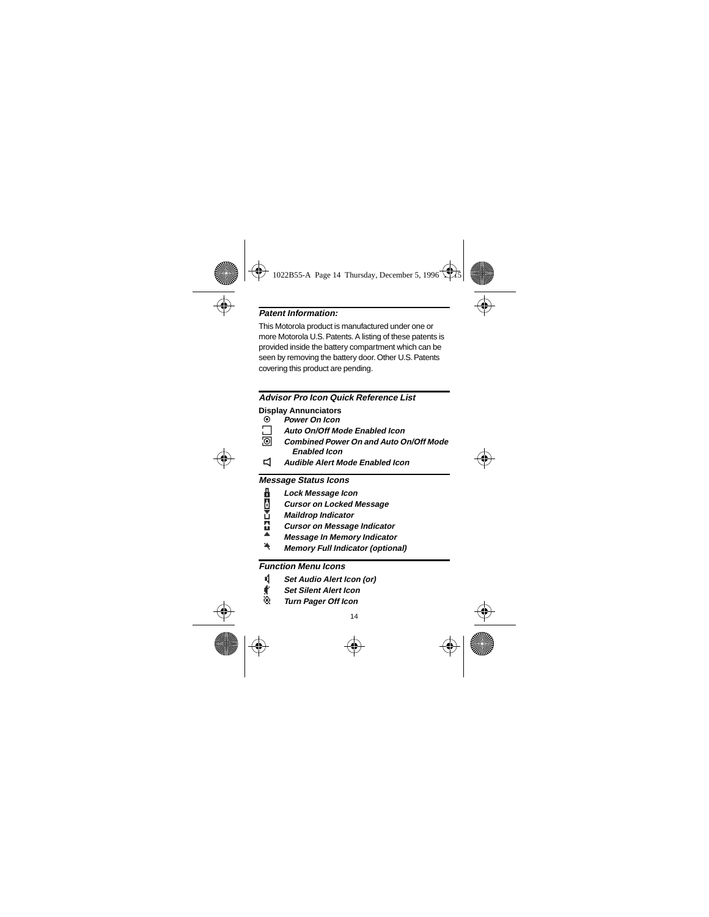### *Patent Information:*

This Motorola product is manufactured under one or more Motorola U.S. Patents. A listing of these patents is provided inside the battery compartment which can be seen by removing the battery door. Other U.S. Patents covering this product are pending.

### *Advisor Pro Icon Quick Reference List*

**Display Annunciators**

- ***Power On Icon***
- ***Auto On/Off Mode Enabled Icon***
- ***Combined Power On and Auto On/Off Mode Enabled Icon***
- ***Audible Alert Mode Enabled Icon***

### *Message Status Icons*

- ***Lock Message Icon***
- ***Cursor on Locked Message***
- ***Maildrop Indicator***
- ***Cursor on Message Indicator***
- ***Message In Memory Indicator***
- ***Memory Full Indicator (optional)***

### *Function Menu Icons*

- ***Set Audio Alert Icon (or)***
- ***Set Silent Alert Icon***
- ***Turn Pager Off Icon***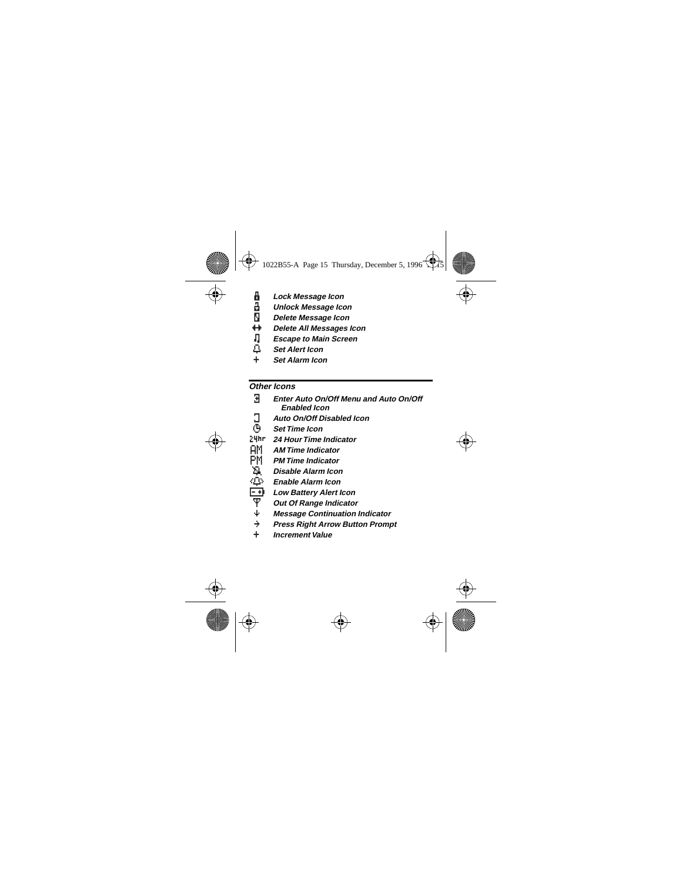- *Lock Message Icon*
- *Unlock Message Icon*
- *Delete Message Icon*
- *Delete All Messages Icon*
- *Escape to Main Screen*
- *Set Alert Icon*
- *Set Alarm Icon*

## Other Icons

- *Enter Auto On/Off Menu and Auto On/Off Enabled Icon*
- *Auto On/Off Disabled Icon*
- *Set Time Icon*
- 24hr *24 Hour Time Indicator*
- AM *AM Time Indicator*
- PM *PM Time Indicator*
- *Disable Alarm Icon*
- *Enable Alarm Icon*
- *Low Battery Alert Icon*
- *Out Of Range Indicator*
- *Message Continuation Indicator*
- *Press Right Arrow Button Prompt*
- *Increment Value*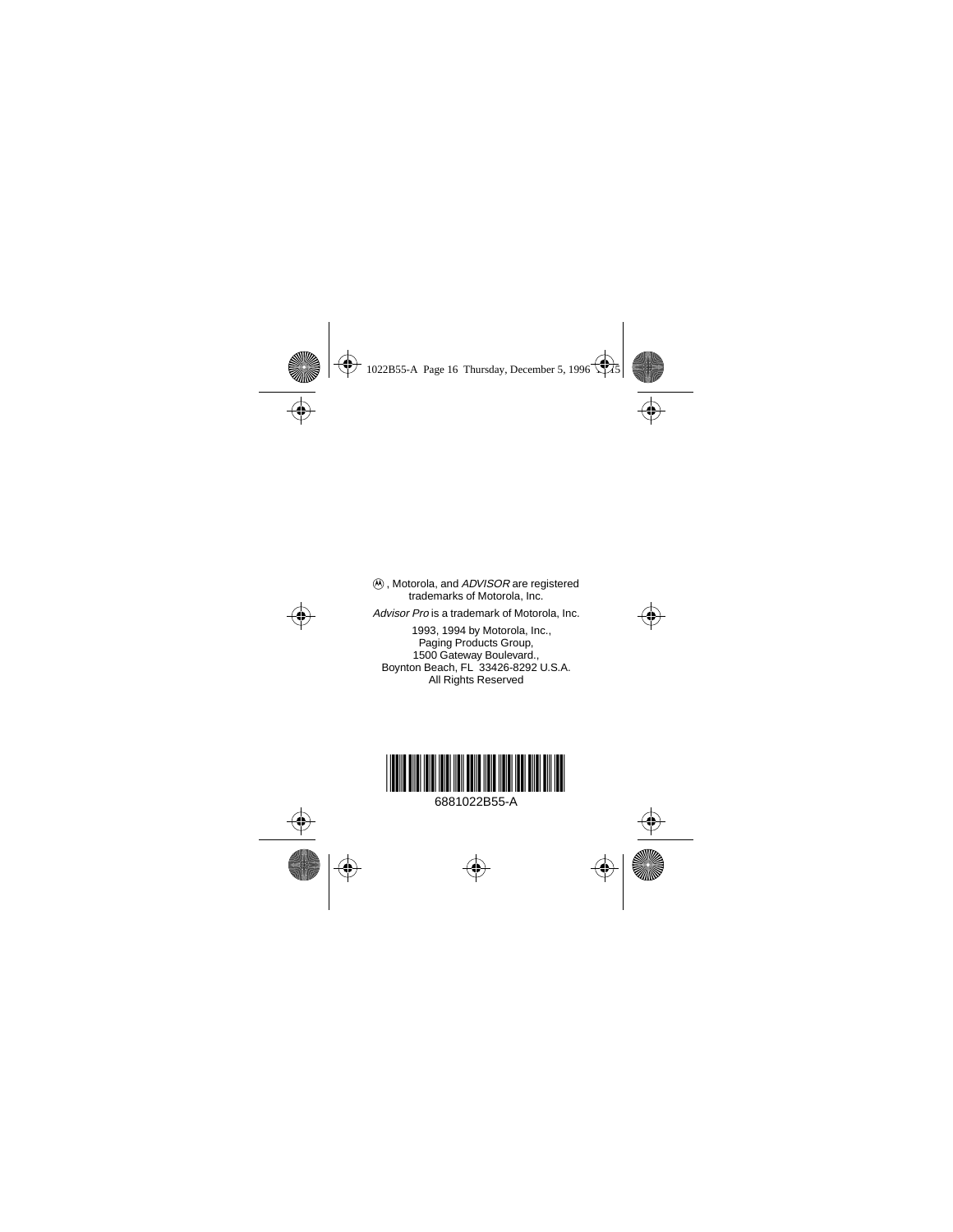Ⓜ, Motorola, and *ADVISOR* are registered trademarks of Motorola, Inc.

*Advisor Pro* is a trademark of Motorola, Inc.

1993, 1994 by Motorola, Inc.,
Paging Products Group,
1500 Gateway Boulevard.,
Boynton Beach, FL 33426-8292 U.S.A.
All Rights Reserved

6881022B55-A